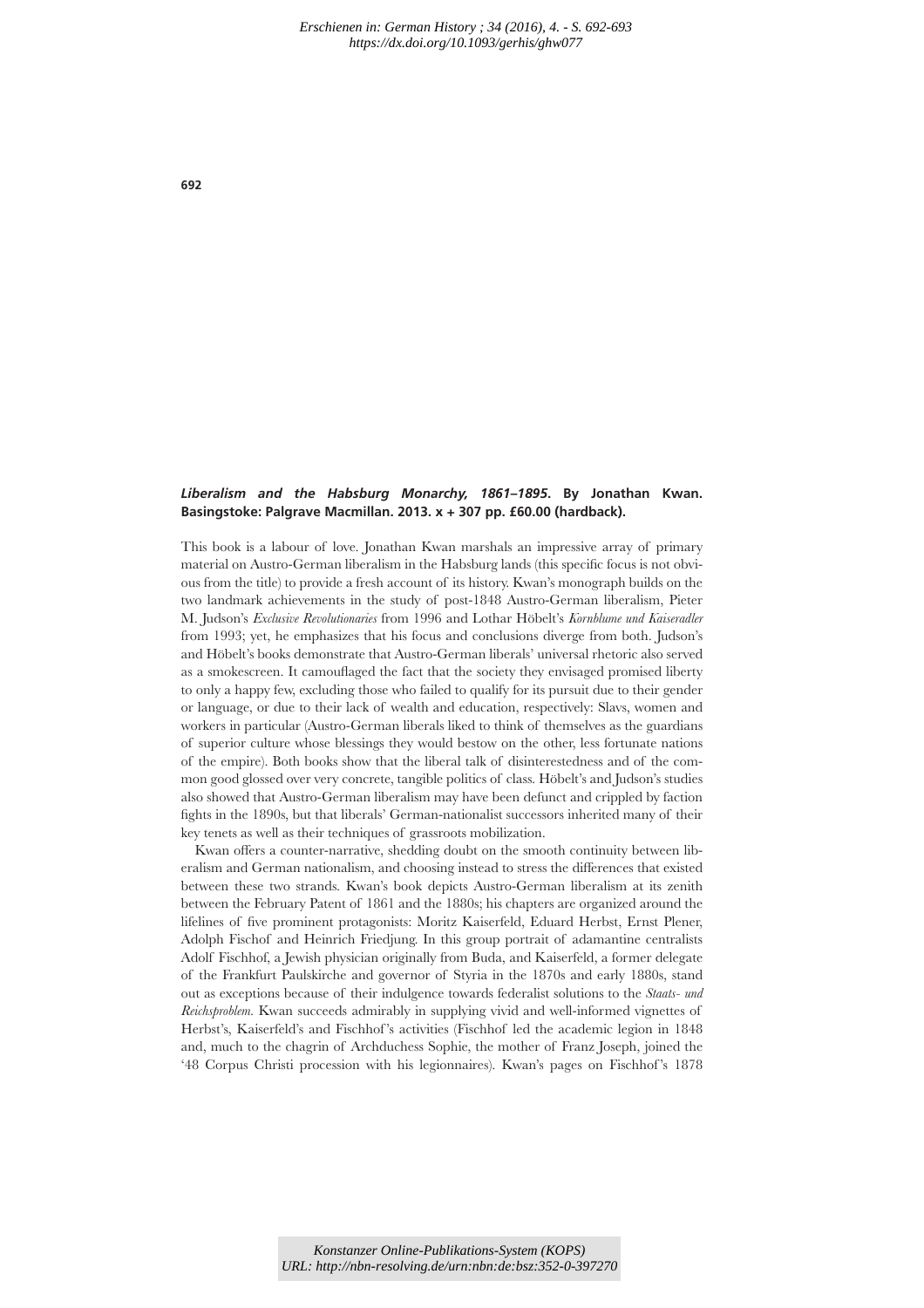**_Liberalism and the Habsburg Monarchy, 1861–1895_. By Jonathan Kwan. Basingstoke: Palgrave Macmillan. 2013. x + 307 pp. £60.00 (hardback).**

This book is a labour of love. Jonathan Kwan marshals an impressive array of primary material on Austro-German liberalism in the Habsburg lands (this specific focus is not obvious from the title) to provide a fresh account of its history. Kwan's monograph builds on the two landmark achievements in the study of post-1848 Austro-German liberalism, Pieter M. Judson's *Exclusive Revolutionaries* from 1996 and Lothar Höbelt's *Kornblume und Kaiseradler* from 1993; yet, he emphasizes that his focus and conclusions diverge from both. Judson's and Höbelt's books demonstrate that Austro-German liberals' universal rhetoric also served as a smokescreen. It camouflaged the fact that the society they envisaged promised liberty to only a happy few, excluding those who failed to qualify for its pursuit due to their gender or language, or due to their lack of wealth and education, respectively: Slavs, women and workers in particular (Austro-German liberals liked to think of themselves as the guardians of superior culture whose blessings they would bestow on the other, less fortunate nations of the empire). Both books show that the liberal talk of disinterestedness and of the common good glossed over very concrete, tangible politics of class. Höbelt's and Judson's studies also showed that Austro-German liberalism may have been defunct and crippled by faction fights in the 1890s, but that liberals' German-nationalist successors inherited many of their key tenets as well as their techniques of grassroots mobilization.

Kwan offers a counter-narrative, shedding doubt on the smooth continuity between liberalism and German nationalism, and choosing instead to stress the differences that existed between these two strands. Kwan's book depicts Austro-German liberalism at its zenith between the February Patent of 1861 and the 1880s; his chapters are organized around the lifelines of five prominent protagonists: Moritz Kaiserfeld, Eduard Herbst, Ernst Plener, Adolph Fischhof and Heinrich Friedjung. In this group portrait of adamantine centralists Adolf Fischhof, a Jewish physician originally from Buda, and Kaiserfeld, a former delegate of the Frankfurt Paulskirche and governor of Styria in the 1870s and early 1880s, stand out as exceptions because of their indulgence towards federalist solutions to the *Staats- und Reichsproblem*. Kwan succeeds admirably in supplying vivid and well-informed vignettes of Herbst's, Kaiserfeld's and Fischhof's activities (Fischhof led the academic legion in 1848 and, much to the chagrin of Archduchess Sophie, the mother of Franz Joseph, joined the '48 Corpus Christi procession with his legionnaires). Kwan's pages on Fischhof's 1878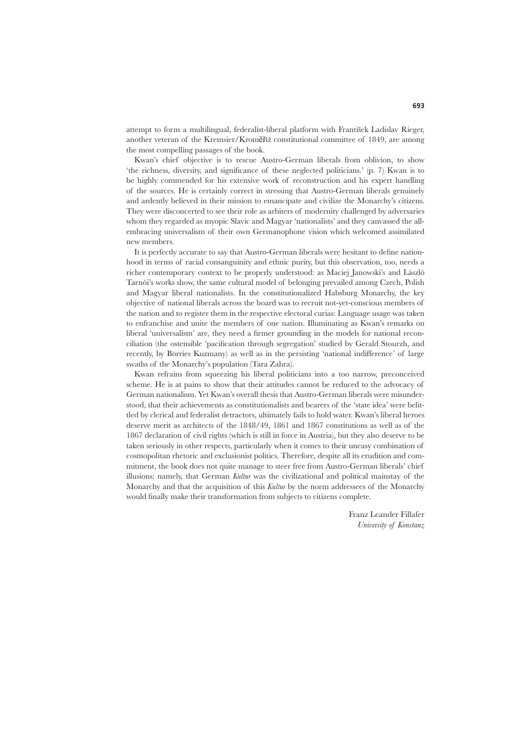attempt to form a multilingual, federalist-liberal platform with František Ladislav Rieger, another veteran of the Kremsier/Kroměříž constitutional committee of 1849, are among the most compelling passages of the book.

Kwan's chief objective is to rescue Austro-German liberals from oblivion, to show 'the richness, diversity, and significance of these neglected politicians.' (p. 7) Kwan is to be highly commended for his extensive work of reconstruction and his expert handling of the sources. He is certainly correct in stressing that Austro-German liberals genuinely and ardently believed in their mission to emancipate and civilize the Monarchy's citizens. They were disconcerted to see their role as arbiters of modernity challenged by adversaries whom they regarded as myopic Slavic and Magyar 'nationalists' and they canvassed the all-embracing universalism of their own Germanophone vision which welcomed assimilated new members.

It is perfectly accurate to say that Austro-German liberals were hesitant to define nationhood in terms of racial consanguinity and ethnic purity, but this observation, too, needs a richer contemporary context to be properly understood: as Maciej Janowski's and László Tarnói's works show, the same cultural model of belonging prevailed among Czech, Polish and Magyar liberal nationalists. In the constitutionalized Habsburg Monarchy, the key objective of national liberals across the board was to recruit not-yet-conscious members of the nation and to register them in the respective electoral curias: Language usage was taken to enfranchise and unite the members of one nation. Illuminating as Kwan's remarks on liberal 'universalism' are, they need a firmer grounding in the models for national reconciliation (the ostensible 'pacification through segregation' studied by Gerald Stourzh, and recently, by Börries Kuzmany) as well as in the persisting 'national indifference' of large swaths of the Monarchy's population (Tara Zahra).

Kwan refrains from squeezing his liberal politicians into a too narrow, preconceived scheme. He is at pains to show that their attitudes cannot be reduced to the advocacy of German nationalism. Yet Kwan's overall thesis that Austro-German liberals were misunderstood, that their achievements as constitutionalists and bearers of the 'state idea' were belittled by clerical and federalist detractors, ultimately fails to hold water. Kwan's liberal heroes deserve merit as architects of the 1848/49, 1861 and 1867 constitutions as well as of the 1867 declaration of civil rights (which is still in force in Austria), but they also deserve to be taken seriously in other respects, particularly when it comes to their uneasy combination of cosmopolitan rhetoric and exclusionist politics. Therefore, despite all its erudition and commitment, the book does not quite manage to steer free from Austro-German liberals' chief illusions: namely, that German *Kultur* was the civilizational and political mainstay of the Monarchy and that the acquisition of this *Kultur* by the norm addressees of the Monarchy would finally make their transformation from subjects to citizens complete.

Franz Leander Fillafer
*University of Konstanz*